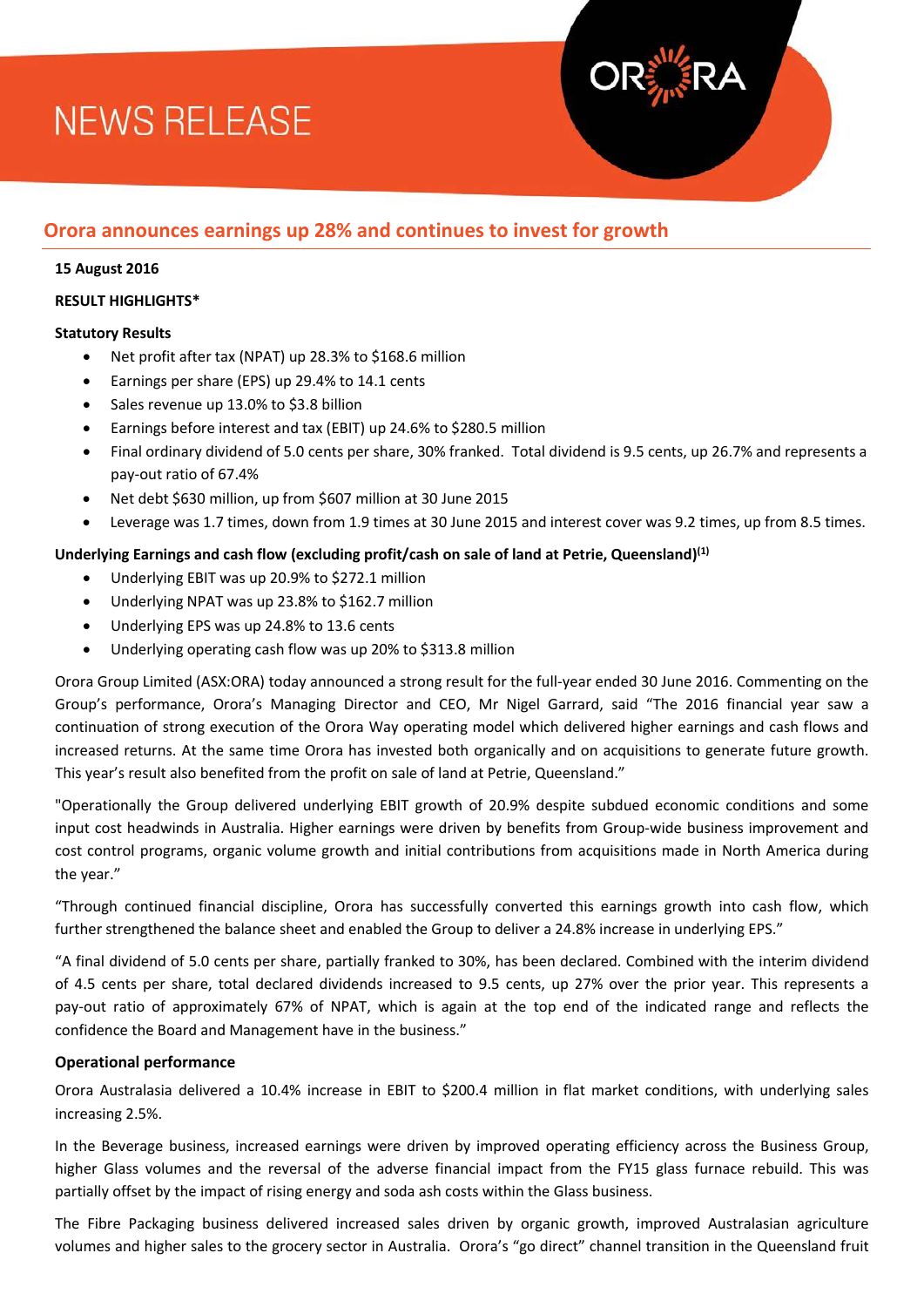# NEWS RELEASE

## Orora announces earnings up 28% and continues to invest for growth

**15 August 2016**

**RESULT HIGHLIGHTS***

**Statutory Results**

- Net profit after tax (NPAT) up 28.3% to $168.6 million
- Earnings per share (EPS) up 29.4% to 14.1 cents
- Sales revenue up 13.0% to $3.8 billion
- Earnings before interest and tax (EBIT) up 24.6% to $280.5 million
- Final ordinary dividend of 5.0 cents per share, 30% franked. Total dividend is 9.5 cents, up 26.7% and represents a pay-out ratio of 67.4%
- Net debt $630 million, up from $607 million at 30 June 2015
- Leverage was 1.7 times, down from 1.9 times at 30 June 2015 and interest cover was 9.2 times, up from 8.5 times.

**Underlying Earnings and cash flow (excluding profit/cash on sale of land at Petrie, Queensland)(1)**

- Underlying EBIT was up 20.9% to $272.1 million
- Underlying NPAT was up 23.8% to $162.7 million
- Underlying EPS was up 24.8% to 13.6 cents
- Underlying operating cash flow was up 20% to $313.8 million

Orora Group Limited (ASX:ORA) today announced a strong result for the full-year ended 30 June 2016. Commenting on the Group's performance, Orora's Managing Director and CEO, Mr Nigel Garrard, said "The 2016 financial year saw a continuation of strong execution of the Orora Way operating model which delivered higher earnings and cash flows and increased returns. At the same time Orora has invested both organically and on acquisitions to generate future growth. This year's result also benefited from the profit on sale of land at Petrie, Queensland."

"Operationally the Group delivered underlying EBIT growth of 20.9% despite subdued economic conditions and some input cost headwinds in Australia. Higher earnings were driven by benefits from Group-wide business improvement and cost control programs, organic volume growth and initial contributions from acquisitions made in North America during the year."

"Through continued financial discipline, Orora has successfully converted this earnings growth into cash flow, which further strengthened the balance sheet and enabled the Group to deliver a 24.8% increase in underlying EPS."

"A final dividend of 5.0 cents per share, partially franked to 30%, has been declared. Combined with the interim dividend of 4.5 cents per share, total declared dividends increased to 9.5 cents, up 27% over the prior year. This represents a pay-out ratio of approximately 67% of NPAT, which is again at the top end of the indicated range and reflects the confidence the Board and Management have in the business."

**Operational performance**

Orora Australasia delivered a 10.4% increase in EBIT to $200.4 million in flat market conditions, with underlying sales increasing 2.5%.

In the Beverage business, increased earnings were driven by improved operating efficiency across the Business Group, higher Glass volumes and the reversal of the adverse financial impact from the FY15 glass furnace rebuild. This was partially offset by the impact of rising energy and soda ash costs within the Glass business.

The Fibre Packaging business delivered increased sales driven by organic growth, improved Australasian agriculture volumes and higher sales to the grocery sector in Australia. Orora's "go direct" channel transition in the Queensland fruit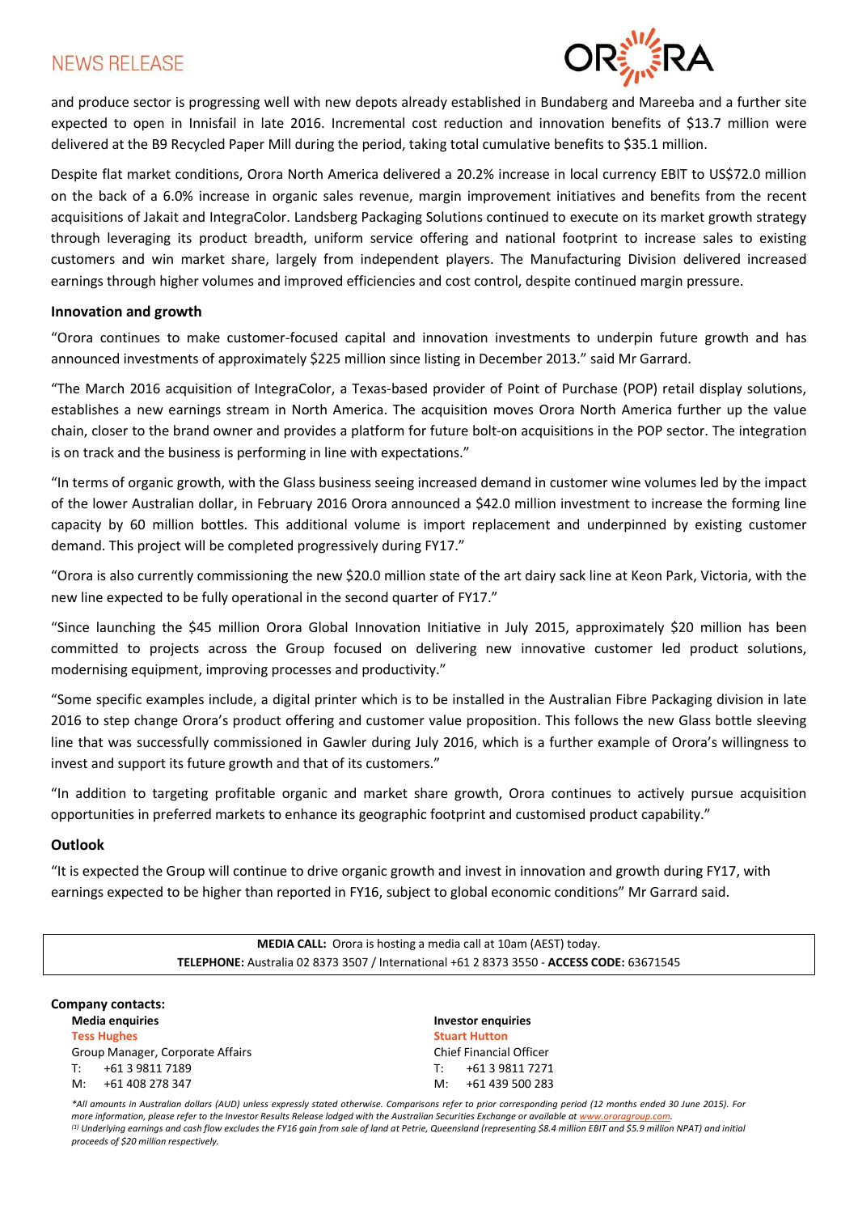and produce sector is progressing well with new depots already established in Bundaberg and Mareeba and a further site expected to open in Innisfail in late 2016. Incremental cost reduction and innovation benefits of $13.7 million were delivered at the B9 Recycled Paper Mill during the period, taking total cumulative benefits to $35.1 million.

Despite flat market conditions, Orora North America delivered a 20.2% increase in local currency EBIT to US$72.0 million on the back of a 6.0% increase in organic sales revenue, margin improvement initiatives and benefits from the recent acquisitions of Jakait and IntegraColor. Landsberg Packaging Solutions continued to execute on its market growth strategy through leveraging its product breadth, uniform service offering and national footprint to increase sales to existing customers and win market share, largely from independent players. The Manufacturing Division delivered increased earnings through higher volumes and improved efficiencies and cost control, despite continued margin pressure.

**Innovation and growth**

"Orora continues to make customer-focused capital and innovation investments to underpin future growth and has announced investments of approximately $225 million since listing in December 2013." said Mr Garrard.

"The March 2016 acquisition of IntegraColor, a Texas-based provider of Point of Purchase (POP) retail display solutions, establishes a new earnings stream in North America. The acquisition moves Orora North America further up the value chain, closer to the brand owner and provides a platform for future bolt-on acquisitions in the POP sector. The integration is on track and the business is performing in line with expectations."

"In terms of organic growth, with the Glass business seeing increased demand in customer wine volumes led by the impact of the lower Australian dollar, in February 2016 Orora announced a $42.0 million investment to increase the forming line capacity by 60 million bottles. This additional volume is import replacement and underpinned by existing customer demand. This project will be completed progressively during FY17."

"Orora is also currently commissioning the new $20.0 million state of the art dairy sack line at Keon Park, Victoria, with the new line expected to be fully operational in the second quarter of FY17."

"Since launching the $45 million Orora Global Innovation Initiative in July 2015, approximately $20 million has been committed to projects across the Group focused on delivering new innovative customer led product solutions, modernising equipment, improving processes and productivity."

"Some specific examples include, a digital printer which is to be installed in the Australian Fibre Packaging division in late 2016 to step change Orora's product offering and customer value proposition. This follows the new Glass bottle sleeving line that was successfully commissioned in Gawler during July 2016, which is a further example of Orora's willingness to invest and support its future growth and that of its customers."

"In addition to targeting profitable organic and market share growth, Orora continues to actively pursue acquisition opportunities in preferred markets to enhance its geographic footprint and customised product capability."

**Outlook**

"It is expected the Group will continue to drive organic growth and invest in innovation and growth during FY17, with earnings expected to be higher than reported in FY16, subject to global economic conditions" Mr Garrard said.

**MEDIA CALL:** Orora is hosting a media call at 10am (AEST) today.
**TELEPHONE:** Australia 02 8373 3507 / International +61 2 8373 3550 - **ACCESS CODE:** 63671545

**Company contacts:**

**Media enquiries**
Tess Hughes
Group Manager, Corporate Affairs
T: +61 3 9811 7189
M: +61 408 278 347

**Investor enquiries**
Stuart Hutton
Chief Financial Officer
T: +61 3 9811 7271
M: +61 439 500 283

*\*All amounts in Australian dollars (AUD) unless expressly stated otherwise. Comparisons refer to prior corresponding period (12 months ended 30 June 2015). For more information, please refer to the Investor Results Release lodged with the Australian Securities Exchange or available at www.ororagroup.com.*
*[1] Underlying earnings and cash flow excludes the FY16 gain from sale of land at Petrie, Queensland (representing $8.4 million EBIT and $5.9 million NPAT) and initial proceeds of $20 million respectively.*